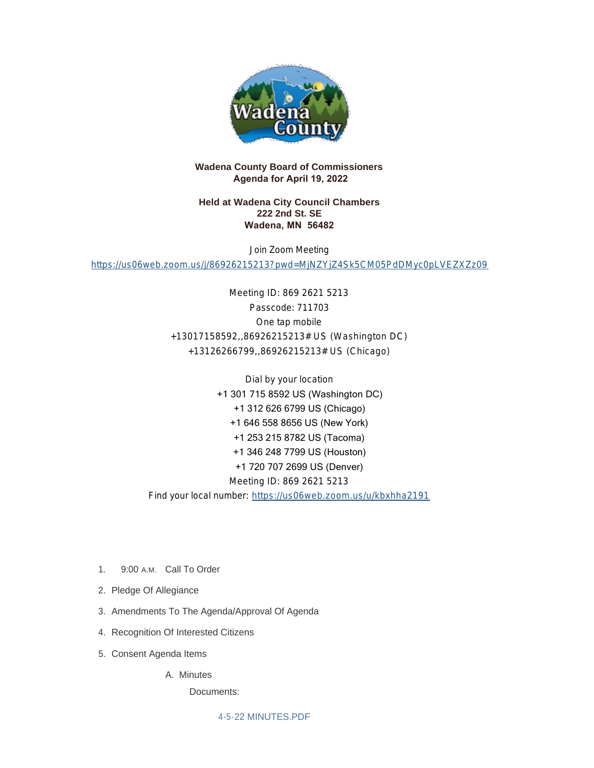**Wadena County Board of Commissioners**
**Agenda for April 19, 2022**

**Held at Wadena City Council Chambers**
**222 2nd St. SE**
**Wadena, MN 56482**

Join Zoom Meeting
https://us06web.zoom.us/j/86926215213?pwd=MjNZYjZ4Sk5CM05PdDMyc0pLVEZXZz09

Meeting ID: 869 2621 5213
Passcode: 711703
One tap mobile
+13017158592,,86926215213# US (Washington DC)
+13126266799,,86926215213# US (Chicago)

Dial by your location
+1 301 715 8592 US (Washington DC)
+1 312 626 6799 US (Chicago)
+1 646 558 8656 US (New York)
+1 253 215 8782 US (Tacoma)
+1 346 248 7799 US (Houston)
+1 720 707 2699 US (Denver)
Meeting ID: 869 2621 5213
Find your local number: https://us06web.zoom.us/u/kbxhha2191

1. 9:00 A.M. Call To Order
2. Pledge Of Allegiance
3. Amendments To The Agenda/Approval Of Agenda
4. Recognition Of Interested Citizens
5. Consent Agenda Items
   A. Minutes

      Documents:

      4-5-22 MINUTES.PDF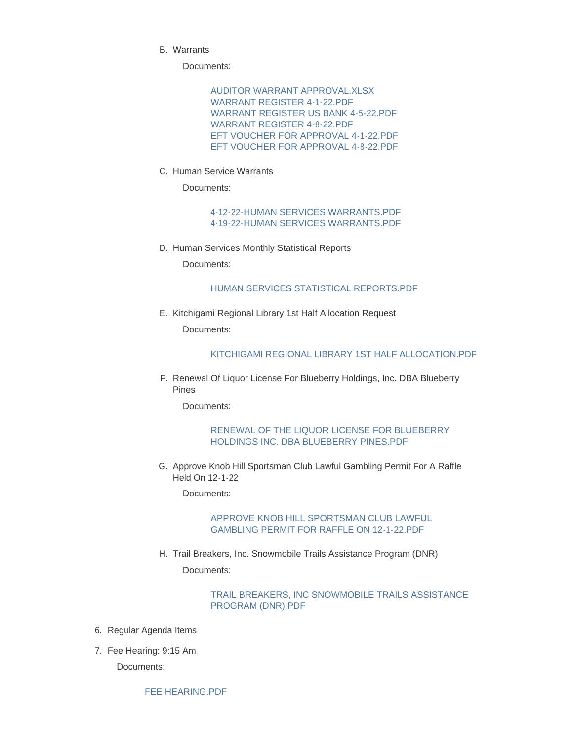B. Warrants

   Documents:

      AUDITOR WARRANT APPROVAL.XLSX
      WARRANT REGISTER 4-1-22.PDF
      WARRANT REGISTER US BANK 4-5-22.PDF
      WARRANT REGISTER 4-8-22.PDF
      EFT VOUCHER FOR APPROVAL 4-1-22.PDF
      EFT VOUCHER FOR APPROVAL 4-8-22.PDF

C. Human Service Warrants

   Documents:

      4-12-22-HUMAN SERVICES WARRANTS.PDF
      4-19-22-HUMAN SERVICES WARRANTS.PDF

D. Human Services Monthly Statistical Reports

   Documents:

      HUMAN SERVICES STATISTICAL REPORTS.PDF

E. Kitchigami Regional Library 1st Half Allocation Request

   Documents:

      KITCHIGAMI REGIONAL LIBRARY 1ST HALF ALLOCATION.PDF

F. Renewal Of Liquor License For Blueberry Holdings, Inc. DBA Blueberry Pines

   Documents:

      RENEWAL OF THE LIQUOR LICENSE FOR BLUEBERRY HOLDINGS INC. DBA BLUEBERRY PINES.PDF

G. Approve Knob Hill Sportsman Club Lawful Gambling Permit For A Raffle Held On 12-1-22

   Documents:

      APPROVE KNOB HILL SPORTSMAN CLUB LAWFUL GAMBLING PERMIT FOR RAFFLE ON 12-1-22.PDF

H. Trail Breakers, Inc. Snowmobile Trails Assistance Program (DNR)

   Documents:

      TRAIL BREAKERS, INC SNOWMOBILE TRAILS ASSISTANCE PROGRAM (DNR).PDF

6. Regular Agenda Items

7. Fee Hearing: 9:15 Am

   Documents:

      FEE HEARING.PDF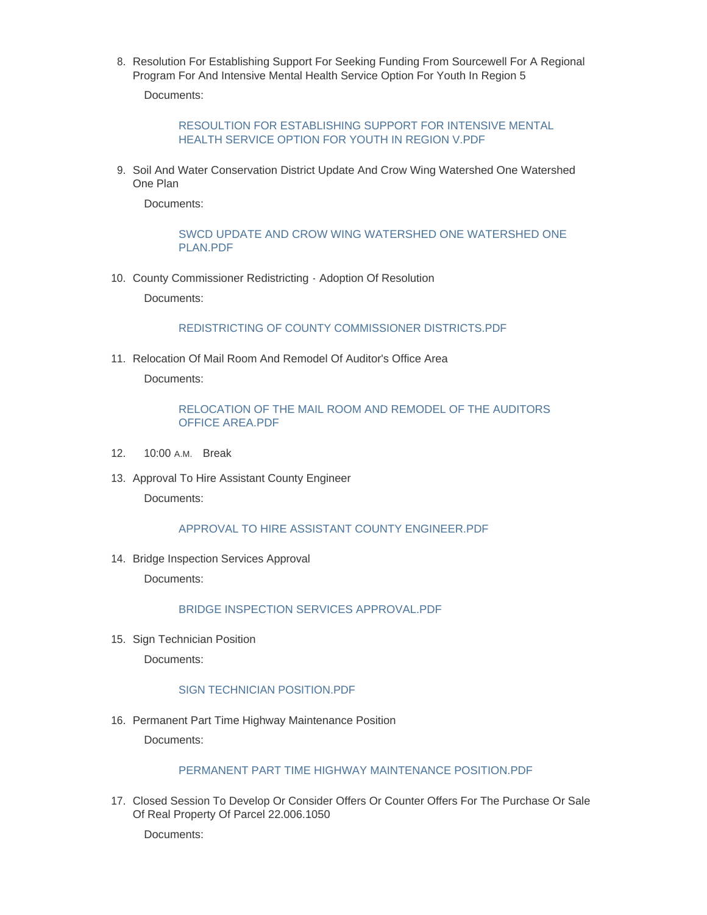8. Resolution For Establishing Support For Seeking Funding From Sourcewell For A Regional Program For And Intensive Mental Health Service Option For Youth In Region 5

   Documents:

   RESOULTION FOR ESTABLISHING SUPPORT FOR INTENSIVE MENTAL HEALTH SERVICE OPTION FOR YOUTH IN REGION V.PDF

9. Soil And Water Conservation District Update And Crow Wing Watershed One Watershed One Plan

   Documents:

   SWCD UPDATE AND CROW WING WATERSHED ONE WATERSHED ONE PLAN.PDF

10. County Commissioner Redistricting - Adoption Of Resolution

    Documents:

    REDISTRICTING OF COUNTY COMMISSIONER DISTRICTS.PDF

11. Relocation Of Mail Room And Remodel Of Auditor's Office Area

    Documents:

    RELOCATION OF THE MAIL ROOM AND REMODEL OF THE AUDITORS OFFICE AREA.PDF

12. 10:00 A.M. Break

13. Approval To Hire Assistant County Engineer

    Documents:

    APPROVAL TO HIRE ASSISTANT COUNTY ENGINEER.PDF

14. Bridge Inspection Services Approval

    Documents:

    BRIDGE INSPECTION SERVICES APPROVAL.PDF

15. Sign Technician Position

    Documents:

    SIGN TECHNICIAN POSITION.PDF

16. Permanent Part Time Highway Maintenance Position

    Documents:

    PERMANENT PART TIME HIGHWAY MAINTENANCE POSITION.PDF

17. Closed Session To Develop Or Consider Offers Or Counter Offers For The Purchase Or Sale Of Real Property Of Parcel 22.006.1050

    Documents: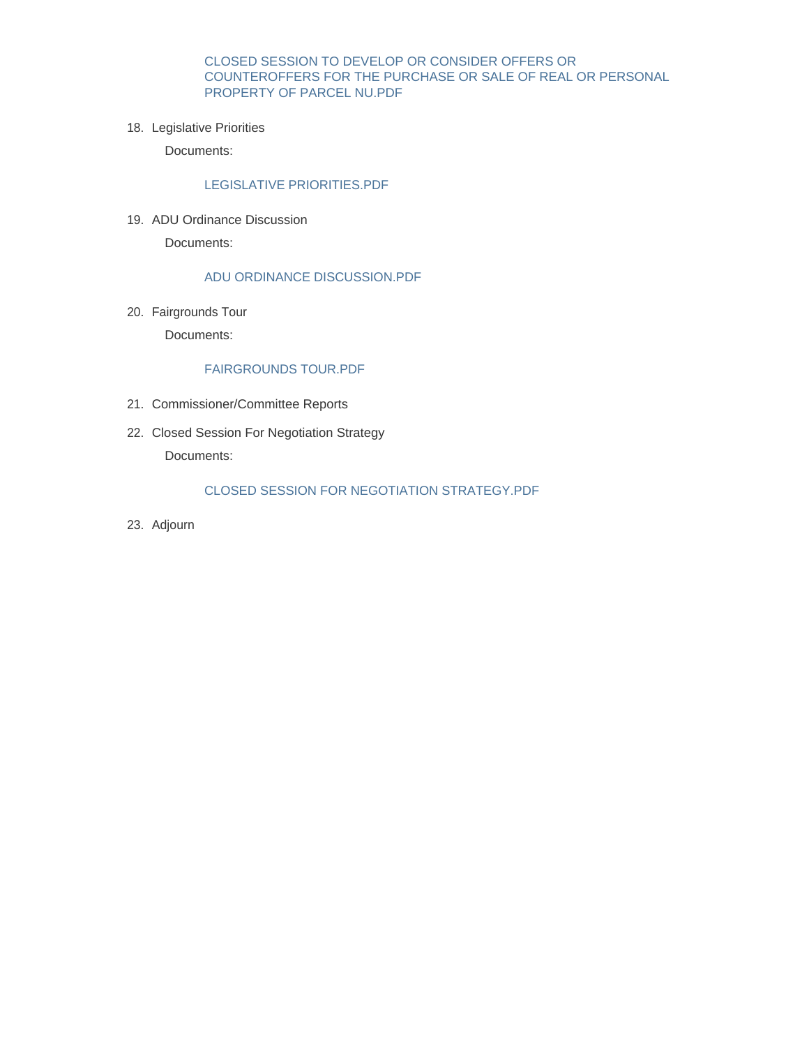CLOSED SESSION TO DEVELOP OR CONSIDER OFFERS OR COUNTEROFFERS FOR THE PURCHASE OR SALE OF REAL OR PERSONAL PROPERTY OF PARCEL NU.PDF

18. Legislative Priorities

    Documents:

    LEGISLATIVE PRIORITIES.PDF

19. ADU Ordinance Discussion

    Documents:

    ADU ORDINANCE DISCUSSION.PDF

20. Fairgrounds Tour

    Documents:

    FAIRGROUNDS TOUR.PDF

21. Commissioner/Committee Reports

22. Closed Session For Negotiation Strategy

    Documents:

    CLOSED SESSION FOR NEGOTIATION STRATEGY.PDF

23. Adjourn